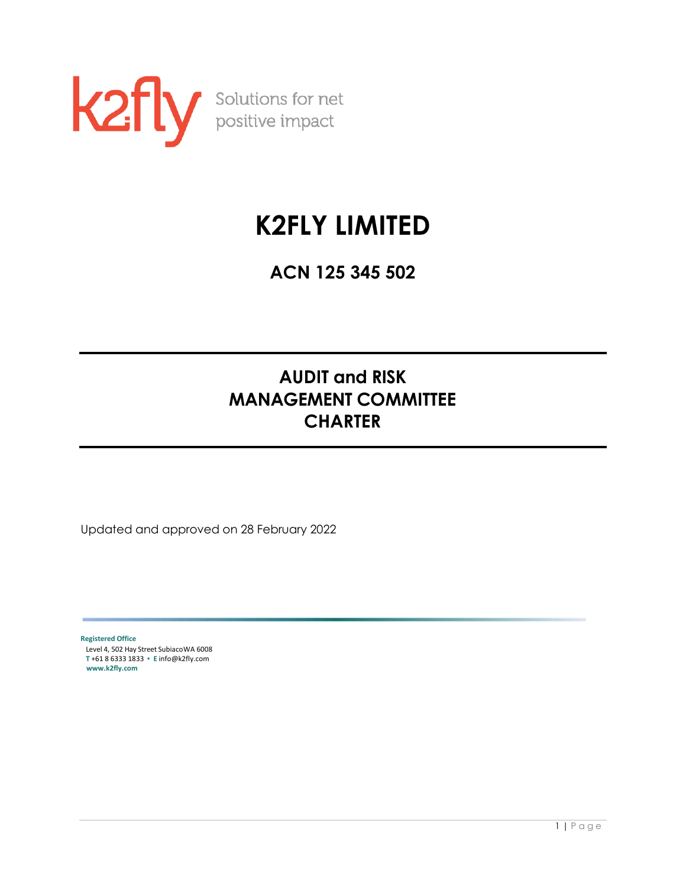k2fly Solutions for net positive impact

# K2FLY LIMITED

## ACN 125 345 502

---

## AUDIT and RISK MANAGEMENT COMMITTEE CHARTER

---

Updated and approved on 28 February 2022

**Registered Office**
Level 4, 502 Hay Street SubiacoWA 6008
**T** +61 8 6333 1833 ▪ **E** info@k2fly.com
**www.k2fly.com**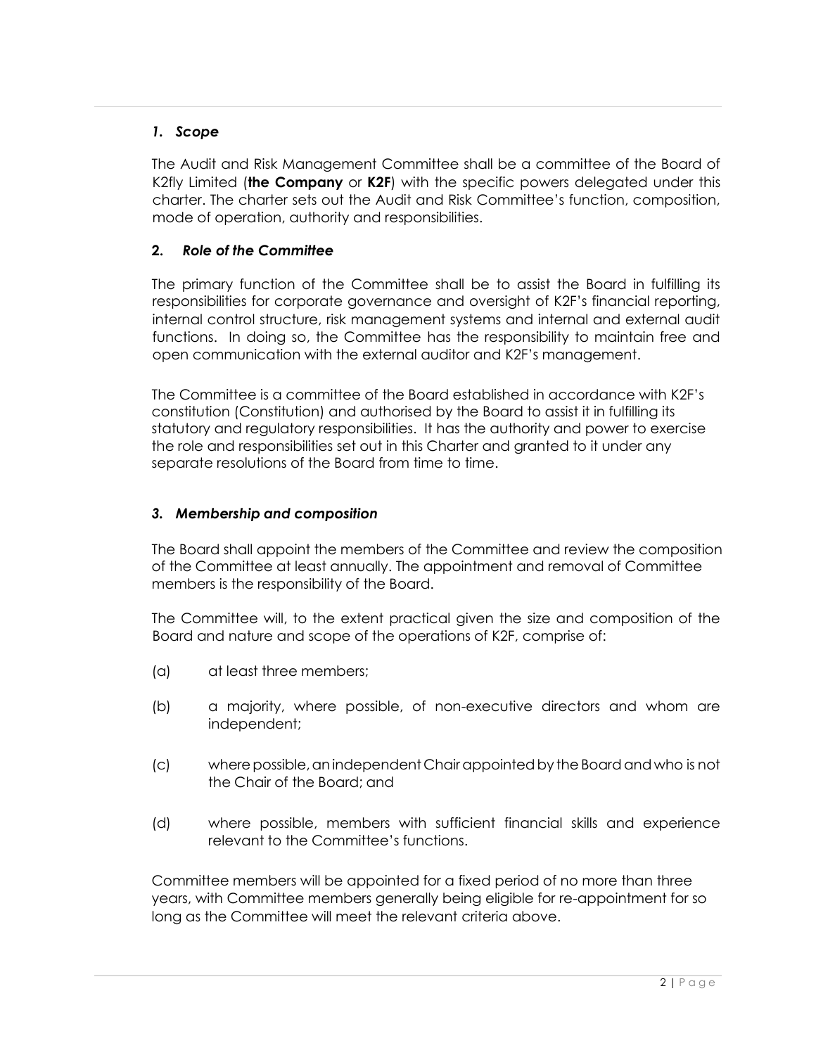## *1. Scope*

The Audit and Risk Management Committee shall be a committee of the Board of K2fly Limited (**the Company** or **K2F**) with the specific powers delegated under this charter. The charter sets out the Audit and Risk Committee's function, composition, mode of operation, authority and responsibilities.

## **2.** *Role of the Committee*

The primary function of the Committee shall be to assist the Board in fulfilling its responsibilities for corporate governance and oversight of K2F's financial reporting, internal control structure, risk management systems and internal and external audit functions. In doing so, the Committee has the responsibility to maintain free and open communication with the external auditor and K2F's management.

The Committee is a committee of the Board established in accordance with K2F's constitution (Constitution) and authorised by the Board to assist it in fulfilling its statutory and regulatory responsibilities. It has the authority and power to exercise the role and responsibilities set out in this Charter and granted to it under any separate resolutions of the Board from time to time.

## *3. Membership and composition*

The Board shall appoint the members of the Committee and review the composition of the Committee at least annually. The appointment and removal of Committee members is the responsibility of the Board.

The Committee will, to the extent practical given the size and composition of the Board and nature and scope of the operations of K2F, comprise of:

(a) at least three members;

(b) a majority, where possible, of non-executive directors and whom are independent;

(c) where possible, an independent Chair appointed by the Board and who is not the Chair of the Board; and

(d) where possible, members with sufficient financial skills and experience relevant to the Committee's functions.

Committee members will be appointed for a fixed period of no more than three years, with Committee members generally being eligible for re-appointment for so long as the Committee will meet the relevant criteria above.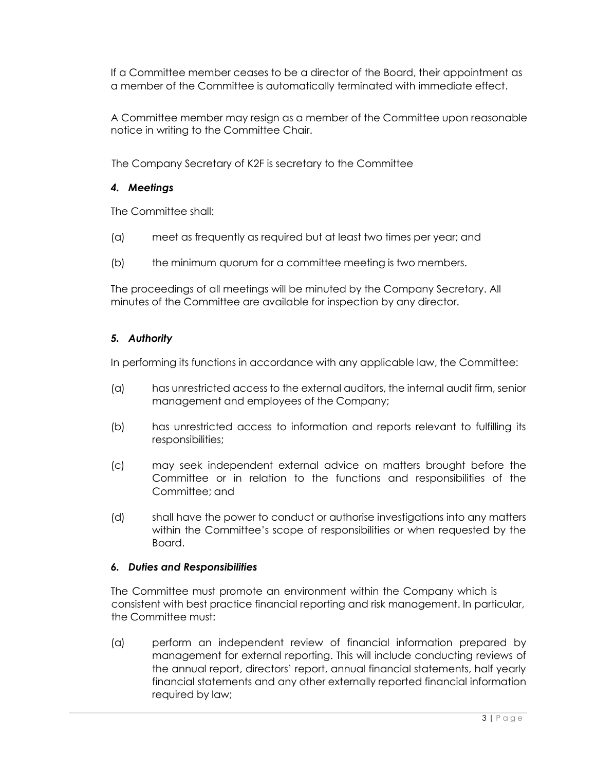If a Committee member ceases to be a director of the Board, their appointment as a member of the Committee is automatically terminated with immediate effect.

A Committee member may resign as a member of the Committee upon reasonable notice in writing to the Committee Chair.

The Company Secretary of K2F is secretary to the Committee

### *4. Meetings*

The Committee shall:

(a) meet as frequently as required but at least two times per year; and

(b) the minimum quorum for a committee meeting is two members.

The proceedings of all meetings will be minuted by the Company Secretary. All minutes of the Committee are available for inspection by any director.

### *5. Authority*

In performing its functions in accordance with any applicable law, the Committee:

(a) has unrestricted access to the external auditors, the internal audit firm, senior management and employees of the Company;

(b) has unrestricted access to information and reports relevant to fulfilling its responsibilities;

(c) may seek independent external advice on matters brought before the Committee or in relation to the functions and responsibilities of the Committee; and

(d) shall have the power to conduct or authorise investigations into any matters within the Committee's scope of responsibilities or when requested by the Board.

### *6. Duties and Responsibilities*

The Committee must promote an environment within the Company which is consistent with best practice financial reporting and risk management. In particular, the Committee must:

(a) perform an independent review of financial information prepared by management for external reporting. This will include conducting reviews of the annual report, directors' report, annual financial statements, half yearly financial statements and any other externally reported financial information required by law;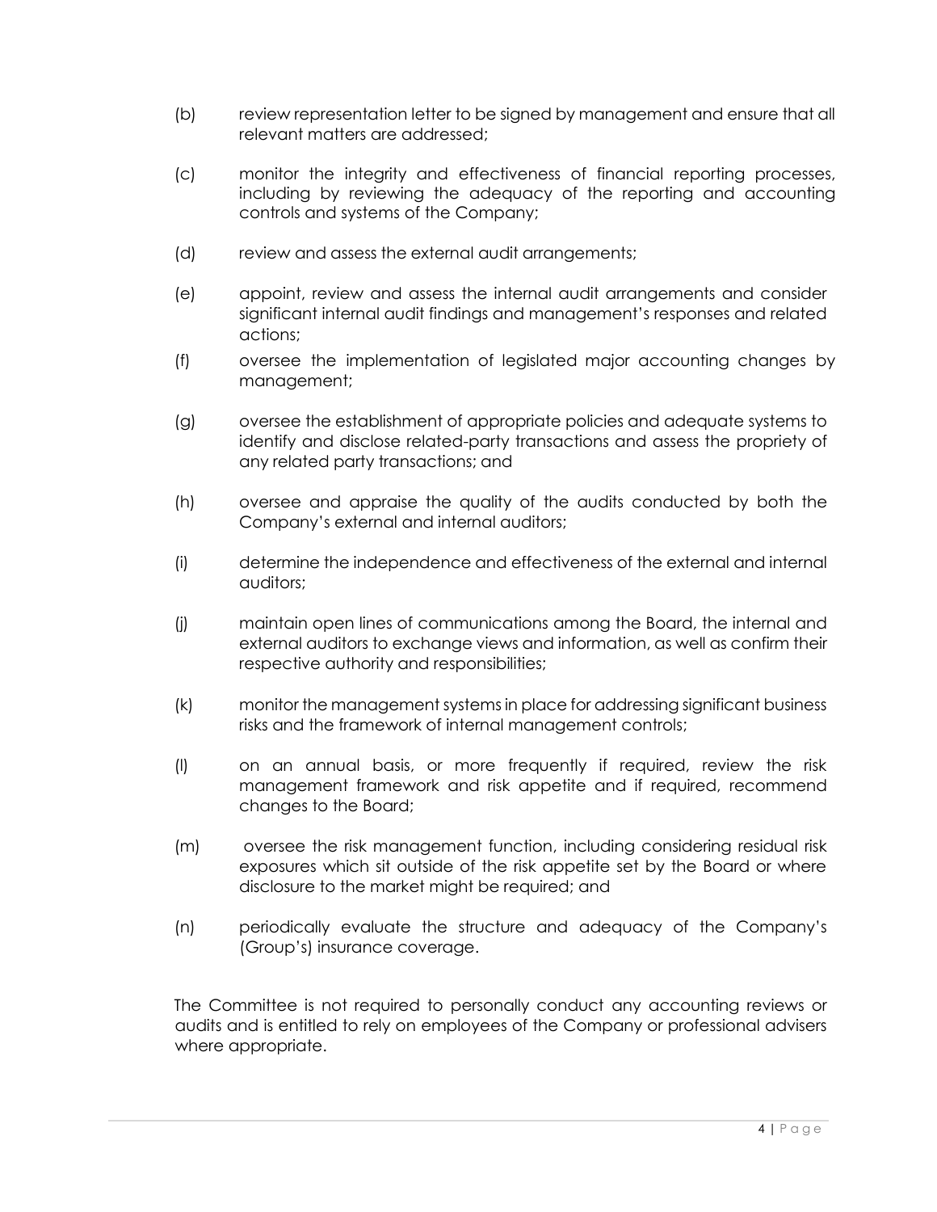(b) review representation letter to be signed by management and ensure that all relevant matters are addressed;

(c) monitor the integrity and effectiveness of financial reporting processes, including by reviewing the adequacy of the reporting and accounting controls and systems of the Company;

(d) review and assess the external audit arrangements;

(e) appoint, review and assess the internal audit arrangements and consider significant internal audit findings and management's responses and related actions;

(f) oversee the implementation of legislated major accounting changes by management;

(g) oversee the establishment of appropriate policies and adequate systems to identify and disclose related-party transactions and assess the propriety of any related party transactions; and

(h) oversee and appraise the quality of the audits conducted by both the Company's external and internal auditors;

(i) determine the independence and effectiveness of the external and internal auditors;

(j) maintain open lines of communications among the Board, the internal and external auditors to exchange views and information, as well as confirm their respective authority and responsibilities;

(k) monitor the management systems in place for addressing significant business risks and the framework of internal management controls;

(l) on an annual basis, or more frequently if required, review the risk management framework and risk appetite and if required, recommend changes to the Board;

(m) oversee the risk management function, including considering residual risk exposures which sit outside of the risk appetite set by the Board or where disclosure to the market might be required; and

(n) periodically evaluate the structure and adequacy of the Company's (Group's) insurance coverage.

The Committee is not required to personally conduct any accounting reviews or audits and is entitled to rely on employees of the Company or professional advisers where appropriate.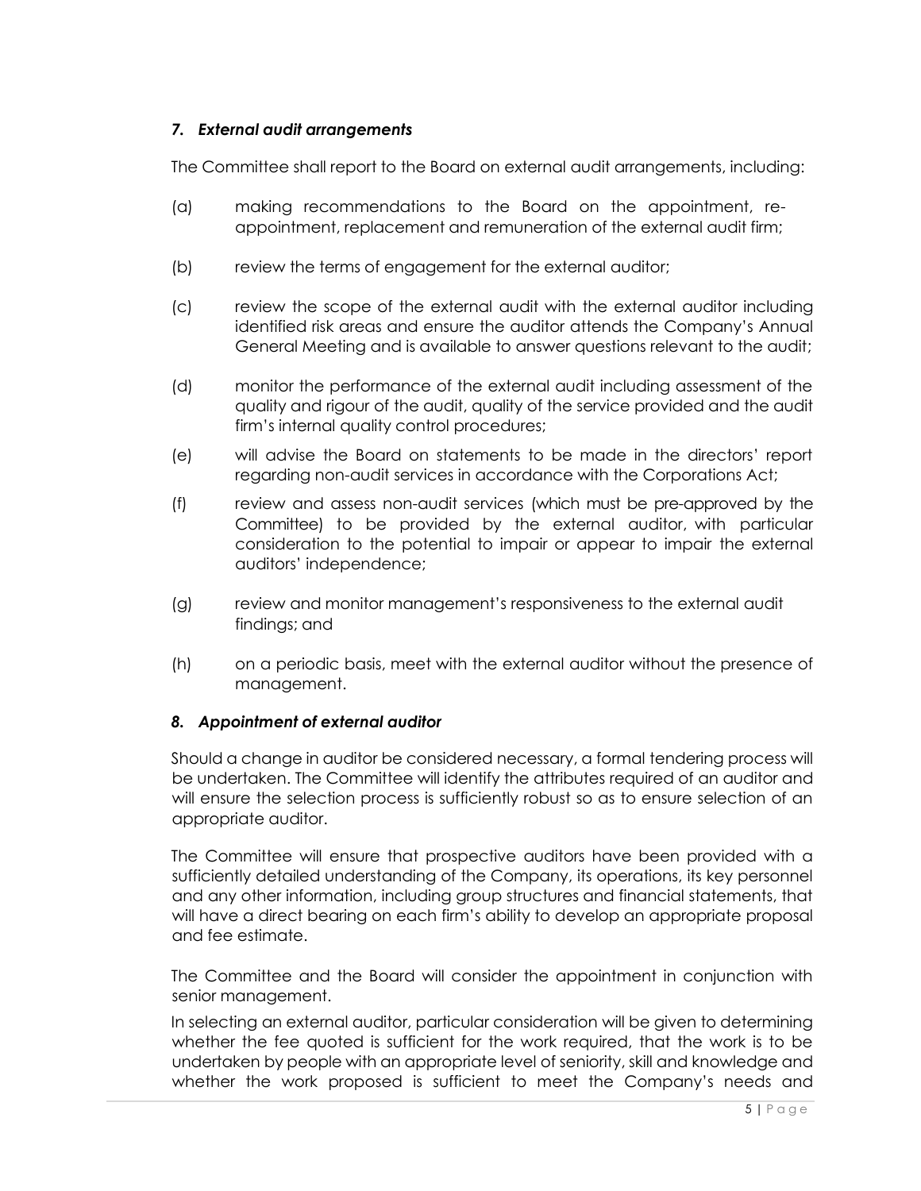### *7. External audit arrangements*

The Committee shall report to the Board on external audit arrangements, including:

(a) making recommendations to the Board on the appointment, re-appointment, replacement and remuneration of the external audit firm;

(b) review the terms of engagement for the external auditor;

(c) review the scope of the external audit with the external auditor including identified risk areas and ensure the auditor attends the Company's Annual General Meeting and is available to answer questions relevant to the audit;

(d) monitor the performance of the external audit including assessment of the quality and rigour of the audit, quality of the service provided and the audit firm's internal quality control procedures;

(e) will advise the Board on statements to be made in the directors' report regarding non-audit services in accordance with the Corporations Act;

(f) review and assess non-audit services (which must be pre-approved by the Committee) to be provided by the external auditor, with particular consideration to the potential to impair or appear to impair the external auditors' independence;

(g) review and monitor management's responsiveness to the external audit findings; and

(h) on a periodic basis, meet with the external auditor without the presence of management.

### *8. Appointment of external auditor*

Should a change in auditor be considered necessary, a formal tendering process will be undertaken. The Committee will identify the attributes required of an auditor and will ensure the selection process is sufficiently robust so as to ensure selection of an appropriate auditor.

The Committee will ensure that prospective auditors have been provided with a sufficiently detailed understanding of the Company, its operations, its key personnel and any other information, including group structures and financial statements, that will have a direct bearing on each firm's ability to develop an appropriate proposal and fee estimate.

The Committee and the Board will consider the appointment in conjunction with senior management.

In selecting an external auditor, particular consideration will be given to determining whether the fee quoted is sufficient for the work required, that the work is to be undertaken by people with an appropriate level of seniority, skill and knowledge and whether the work proposed is sufficient to meet the Company's needs and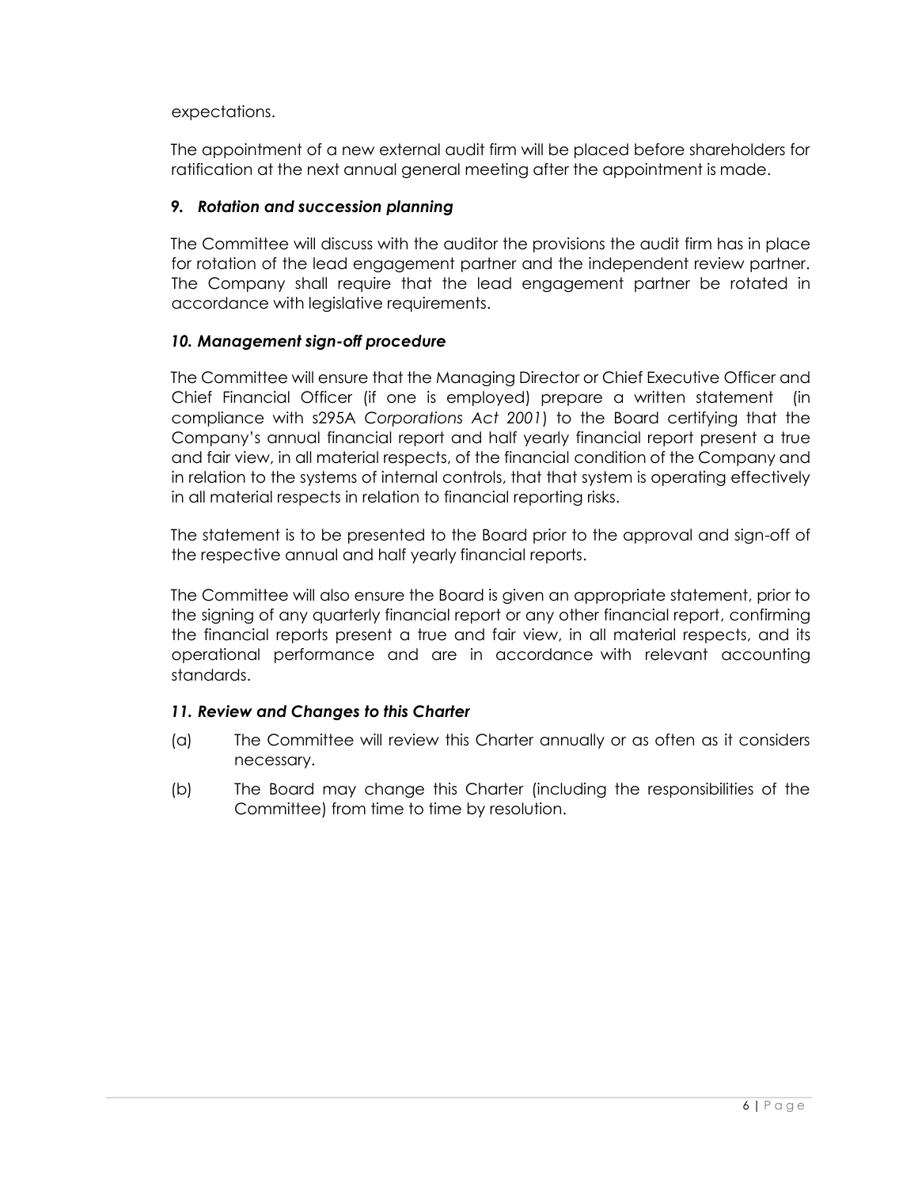expectations.

The appointment of a new external audit firm will be placed before shareholders for ratification at the next annual general meeting after the appointment is made.

### *9. Rotation and succession planning*

The Committee will discuss with the auditor the provisions the audit firm has in place for rotation of the lead engagement partner and the independent review partner. The Company shall require that the lead engagement partner be rotated in accordance with legislative requirements.

### *10. Management sign-off procedure*

The Committee will ensure that the Managing Director or Chief Executive Officer and Chief Financial Officer (if one is employed) prepare a written statement (in compliance with s295A *Corporations Act 2001*) to the Board certifying that the Company's annual financial report and half yearly financial report present a true and fair view, in all material respects, of the financial condition of the Company and in relation to the systems of internal controls, that that system is operating effectively in all material respects in relation to financial reporting risks.

The statement is to be presented to the Board prior to the approval and sign-off of the respective annual and half yearly financial reports.

The Committee will also ensure the Board is given an appropriate statement, prior to the signing of any quarterly financial report or any other financial report, confirming the financial reports present a true and fair view, in all material respects, and its operational performance and are in accordance with relevant accounting standards.

### *11. Review and Changes to this Charter*

(a) The Committee will review this Charter annually or as often as it considers necessary.

(b) The Board may change this Charter (including the responsibilities of the Committee) from time to time by resolution.